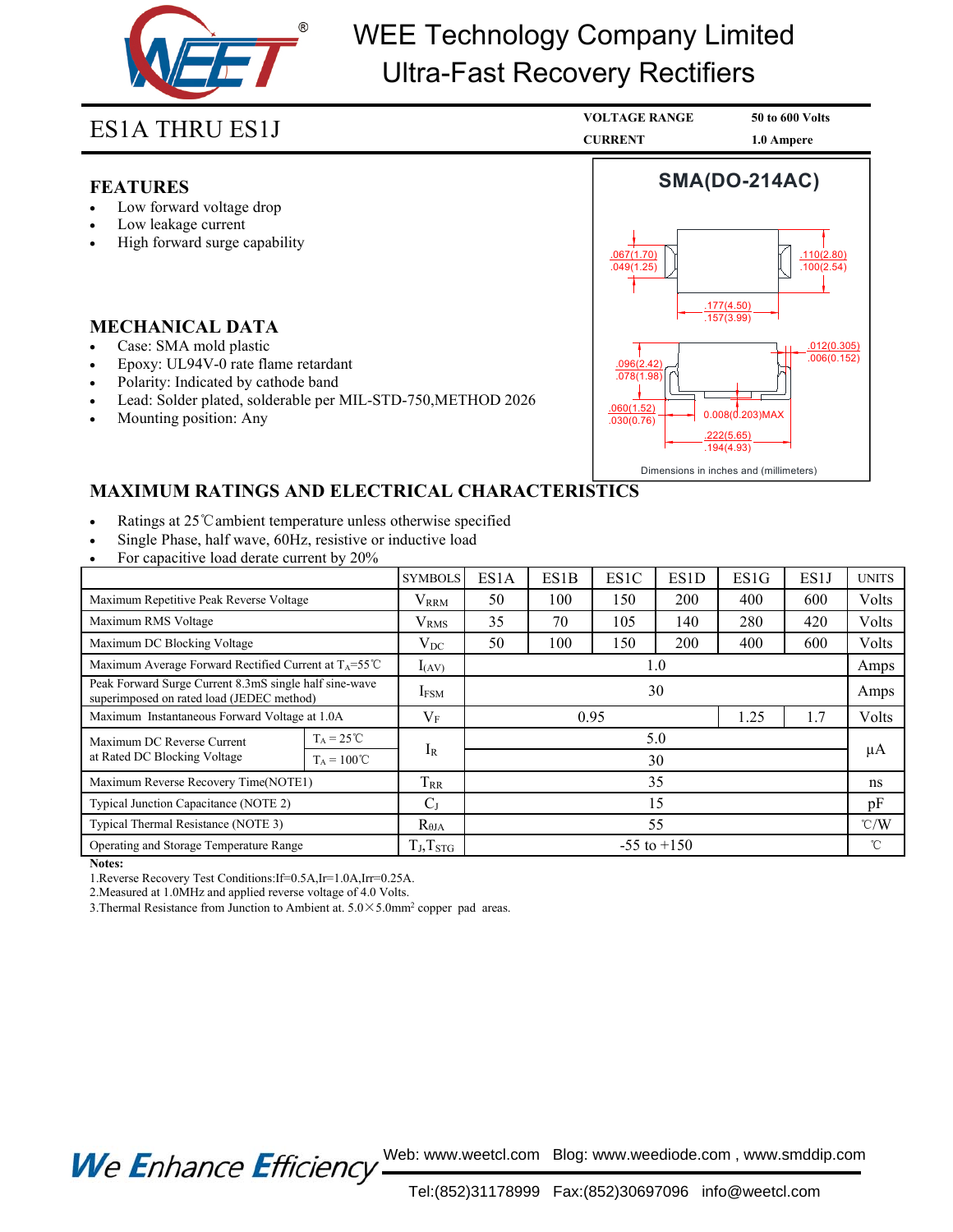# WEE Technology Company Limited
# Ultra-Fast Recovery Rectifiers

## ES1A THRU ES1J

| | |
|---|---|
| **VOLTAGE RANGE** | **50 to 600 Volts** |
| **CURRENT** | **1.0 Ampere** |

## FEATURES

- Low forward voltage drop
- Low leakage current
- High forward surge capability

## MECHANICAL DATA

- Case: SMA mold plastic
- Epoxy: UL94V-0 rate flame retardant
- Polarity: Indicated by cathode band
- Lead: Solder plated, solderable per MIL-STD-750,METHOD 2026
- Mounting position: Any

**SMA(DO-214AC)**

.067(1.70) / .049(1.25)
.110(2.80) / .100(2.54)
.177(4.50) / .157(3.99)
.012(0.305) / .006(0.152)
.096(2.42) / .078(1.98)
.060(1.52) / .030(0.76)
0.008(0.203)MAX
.222(5.65) / .194(4.93)

Dimensions in inches and (millimeters)

## MAXIMUM RATINGS AND ELECTRICAL CHARACTERISTICS

- Ratings at 25℃ambient temperature unless otherwise specified
- Single Phase, half wave, 60Hz, resistive or inductive load
- For capacitive load derate current by 20%

| | SYMBOLS | ES1A | ES1B | ES1C | ES1D | ES1G | ES1J | UNITS |
|---|---|---|---|---|---|---|---|---|
| Maximum Repetitive Peak Reverse Voltage | $V_{RRM}$ | 50 | 100 | 150 | 200 | 400 | 600 | Volts |
| Maximum RMS Voltage | $V_{RMS}$ | 35 | 70 | 105 | 140 | 280 | 420 | Volts |
| Maximum DC Blocking Voltage | $V_{DC}$ | 50 | 100 | 150 | 200 | 400 | 600 | Volts |
| Maximum Average Forward Rectified Current at $T_A$=55℃ | $I_{(AV)}$ | 1.0 | | | | | | Amps |
| Peak Forward Surge Current 8.3mS single half sine-wave superimposed on rated load (JEDEC method) | $I_{FSM}$ | 30 | | | | | | Amps |
| Maximum Instantaneous Forward Voltage at 1.0A | $V_F$ | 0.95 | | | | 1.25 | 1.7 | Volts |
| Maximum DC Reverse Current at Rated DC Blocking Voltage, $T_A$ = 25℃ | $I_R$ | 5.0 | | | | | | μA |
| Maximum DC Reverse Current at Rated DC Blocking Voltage, $T_A$ = 100℃ | $I_R$ | 30 | | | | | | μA |
| Maximum Reverse Recovery Time(NOTE1) | $T_{RR}$ | 35 | | | | | | ns |
| Typical Junction Capacitance (NOTE 2) | $C_J$ | 15 | | | | | | pF |
| Typical Thermal Resistance (NOTE 3) | $R_{\theta JA}$ | 55 | | | | | | ℃/W |
| Operating and Storage Temperature Range | $T_J$,$T_{STG}$ | -55 to +150 | | | | | | ℃ |

**Notes:**

1.Reverse Recovery Test Conditions:If=0.5A,Ir=1.0A,Irr=0.25A.

2.Measured at 1.0MHz and applied reverse voltage of 4.0 Volts.

3.Thermal Resistance from Junction to Ambient at. 5.0×5.0mm² copper pad areas.

We Enhance Efficiency

Web: www.weetcl.com Blog: www.weediode.com , www.smddip.com

Tel:(852)31178999 Fax:(852)30697096 info@weetcl.com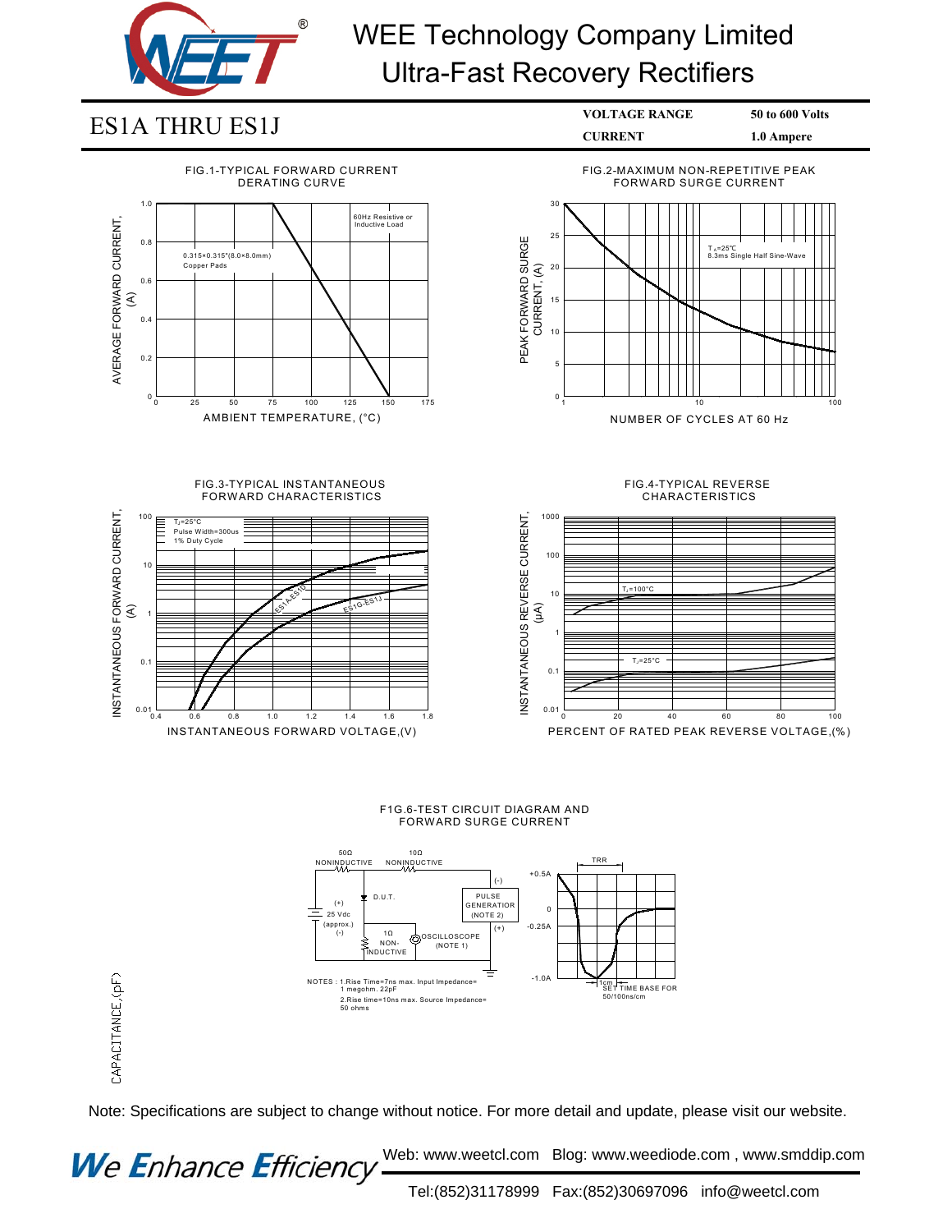# WEE Technology Company Limited
## Ultra-Fast Recovery Rectifiers

## ES1A THRU ES1J

| | |
|---|---|
| **VOLTAGE RANGE** | **50 to 600 Volts** |
| **CURRENT** | **1.0 Ampere** |

FIG.1-TYPICAL FORWARD CURRENT DERATING CURVE

AVERAGE FORWARD CURRENT, (A)

1.0
0.8
0.6
0.4
0.2
0

0 25 50 75 100 125 150 175

AMBIENT TEMPERATURE, (°C)

60Hz Resistive or Inductive Load

0.315×0.315"(8.0×8.0mm) Copper Pads

FIG.2-MAXIMUM NON-REPETITIVE PEAK FORWARD SURGE CURRENT

PEAK FORWARD SURGE CURRENT, (A)

30
25
20
15
10
5
0

1 10 100

NUMBER OF CYCLES AT 60 Hz

$T_A$=25℃
8.3ms Single Half Sine-Wave

FIG.3-TYPICAL INSTANTANEOUS FORWARD CHARACTERISTICS

INSTANTANEOUS FORWARD CURRENT, (A)

100
10
1
0.1
0.01

0.4 0.6 0.8 1.0 1.2 1.4 1.6 1.8

INSTANTANEOUS FORWARD VOLTAGE,(V)

$T_J$=25°C
Pulse Width=300us
1% Duty Cycle

ES1A-ES1D

ES1G-ES1J

FIG.4-TYPICAL REVERSE CHARACTERISTICS

INSTANTANEOUS REVERSE CURRENT, (μA)

1000
100
10
1
0.1
0.01

0 20 40 60 80 100

PERCENT OF RATED PEAK REVERSE VOLTAGE,(%)

$T_J$=100°C

$T_J$=25°C

F1G.6-TEST CIRCUIT DIAGRAM AND FORWARD SURGE CURRENT

50Ω NONINDUCTIVE

10Ω NONINDUCTIVE

D.U.T.

(+) 25 Vdc (approx.) (-)

1Ω NON-INDUCTIVE

OSCILLOSCOPE (NOTE 1)

PULSE GENERATIOR (NOTE 2)

(-)

(+)

TRR

+0.5A

0

-0.25A

-1.0A

1cm

SET TIME BASE FOR 50/100ns/cm

NOTES : 1.Rise Time=7ns max. Input Impedance= 1 megohm. 22pF
2.Rise time=10ns max. Source Impedance= 50 ohms

CAPACITANCE,(pF)

Note: Specifications are subject to change without notice. For more detail and update, please visit our website.

We Enhance Efficiency

Web: www.weetcl.com Blog: www.weediode.com , www.smddip.com

Tel:(852)31178999 Fax:(852)30697096 info@weetcl.com